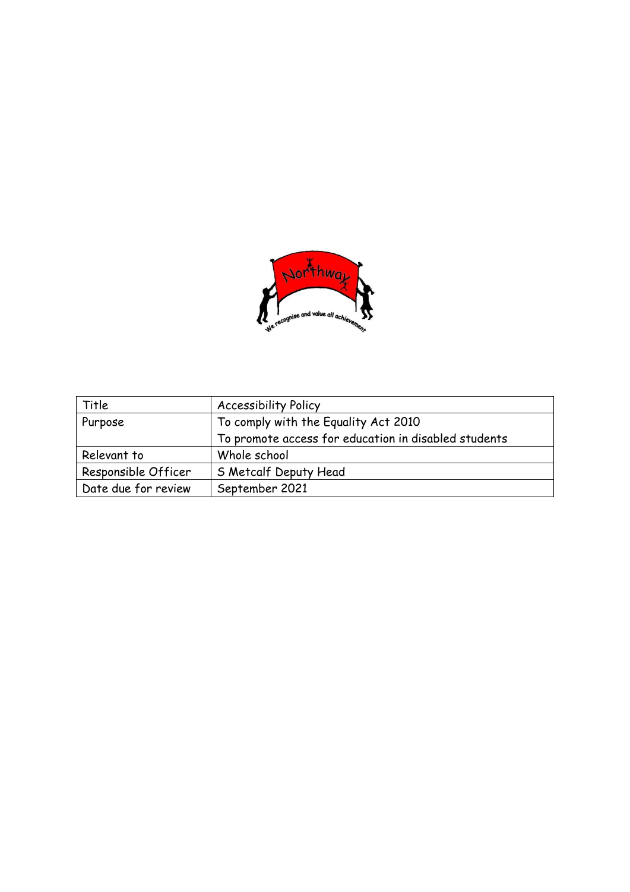| Title | Accessibility Policy |
| --- | --- |
| Purpose | To comply with the Equality Act 2010<br>To promote access for education in disabled students |
| Relevant to | Whole school |
| Responsible Officer | S Metcalf Deputy Head |
| Date due for review | September 2021 |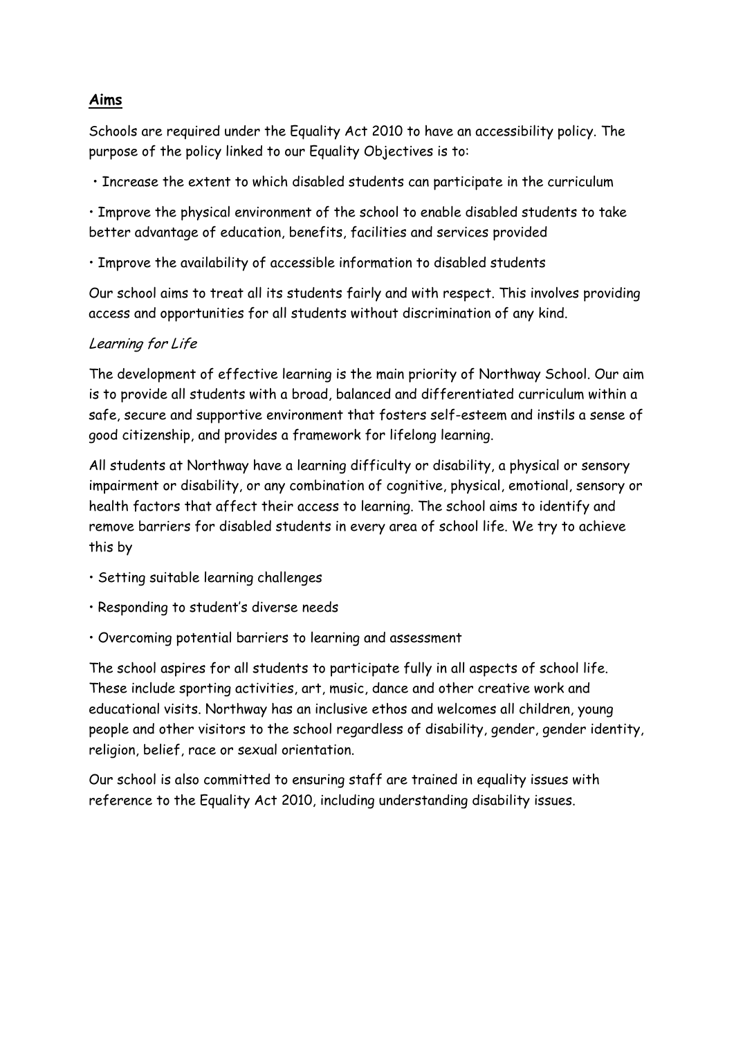## **Aims**

Schools are required under the Equality Act 2010 to have an accessibility policy. The purpose of the policy linked to our Equality Objectives is to:

- Increase the extent to which disabled students can participate in the curriculum
- Improve the physical environment of the school to enable disabled students to take better advantage of education, benefits, facilities and services provided
- Improve the availability of accessible information to disabled students

Our school aims to treat all its students fairly and with respect. This involves providing access and opportunities for all students without discrimination of any kind.

*Learning for Life*

The development of effective learning is the main priority of Northway School. Our aim is to provide all students with a broad, balanced and differentiated curriculum within a safe, secure and supportive environment that fosters self-esteem and instils a sense of good citizenship, and provides a framework for lifelong learning.

All students at Northway have a learning difficulty or disability, a physical or sensory impairment or disability, or any combination of cognitive, physical, emotional, sensory or health factors that affect their access to learning. The school aims to identify and remove barriers for disabled students in every area of school life. We try to achieve this by

- Setting suitable learning challenges
- Responding to student's diverse needs
- Overcoming potential barriers to learning and assessment

The school aspires for all students to participate fully in all aspects of school life. These include sporting activities, art, music, dance and other creative work and educational visits. Northway has an inclusive ethos and welcomes all children, young people and other visitors to the school regardless of disability, gender, gender identity, religion, belief, race or sexual orientation.

Our school is also committed to ensuring staff are trained in equality issues with reference to the Equality Act 2010, including understanding disability issues.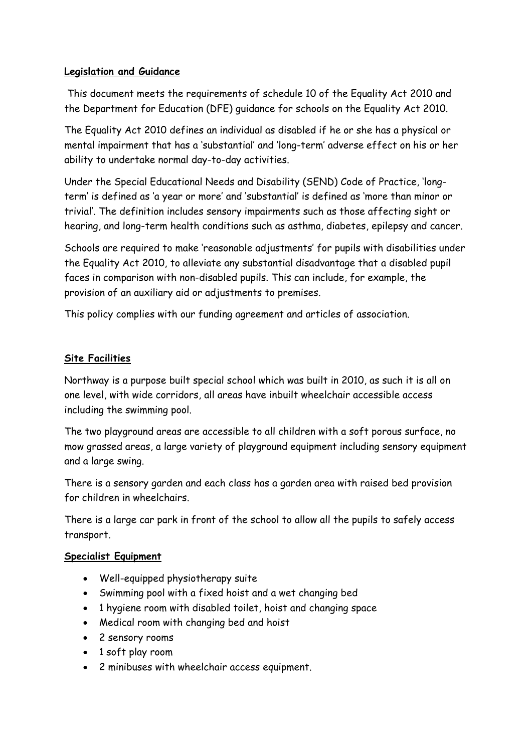## Legislation and Guidance

This document meets the requirements of schedule 10 of the Equality Act 2010 and the Department for Education (DFE) guidance for schools on the Equality Act 2010.

The Equality Act 2010 defines an individual as disabled if he or she has a physical or mental impairment that has a 'substantial' and 'long-term' adverse effect on his or her ability to undertake normal day-to-day activities.

Under the Special Educational Needs and Disability (SEND) Code of Practice, 'long-term' is defined as 'a year or more' and 'substantial' is defined as 'more than minor or trivial'. The definition includes sensory impairments such as those affecting sight or hearing, and long-term health conditions such as asthma, diabetes, epilepsy and cancer.

Schools are required to make 'reasonable adjustments' for pupils with disabilities under the Equality Act 2010, to alleviate any substantial disadvantage that a disabled pupil faces in comparison with non-disabled pupils. This can include, for example, the provision of an auxiliary aid or adjustments to premises.

This policy complies with our funding agreement and articles of association.

## Site Facilities

Northway is a purpose built special school which was built in 2010, as such it is all on one level, with wide corridors, all areas have inbuilt wheelchair accessible access including the swimming pool.

The two playground areas are accessible to all children with a soft porous surface, no mow grassed areas, a large variety of playground equipment including sensory equipment and a large swing.

There is a sensory garden and each class has a garden area with raised bed provision for children in wheelchairs.

There is a large car park in front of the school to allow all the pupils to safely access transport.

## Specialist Equipment

- Well-equipped physiotherapy suite
- Swimming pool with a fixed hoist and a wet changing bed
- 1 hygiene room with disabled toilet, hoist and changing space
- Medical room with changing bed and hoist
- 2 sensory rooms
- 1 soft play room
- 2 minibuses with wheelchair access equipment.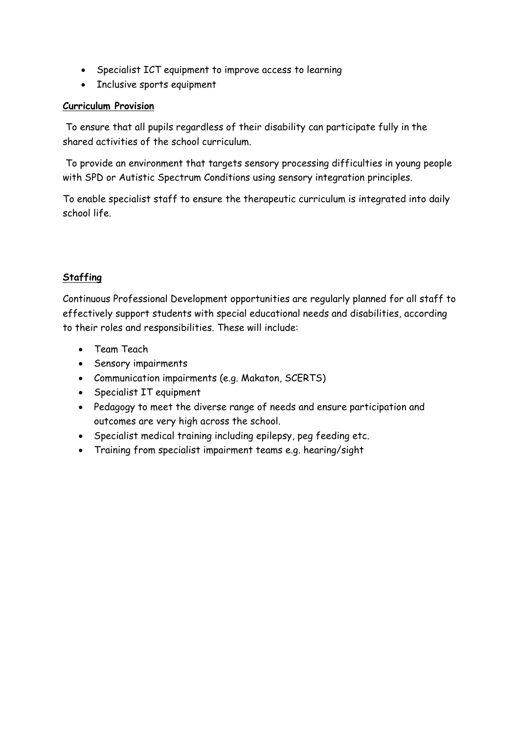- Specialist ICT equipment to improve access to learning
- Inclusive sports equipment

**Curriculum Provision**

To ensure that all pupils regardless of their disability can participate fully in the shared activities of the school curriculum.

To provide an environment that targets sensory processing difficulties in young people with SPD or Autistic Spectrum Conditions using sensory integration principles.

To enable specialist staff to ensure the therapeutic curriculum is integrated into daily school life.

**Staffing**

Continuous Professional Development opportunities are regularly planned for all staff to effectively support students with special educational needs and disabilities, according to their roles and responsibilities. These will include:

- Team Teach
- Sensory impairments
- Communication impairments (e.g. Makaton, SCERTS)
- Specialist IT equipment
- Pedagogy to meet the diverse range of needs and ensure participation and outcomes are very high across the school.
- Specialist medical training including epilepsy, peg feeding etc.
- Training from specialist impairment teams e.g. hearing/sight